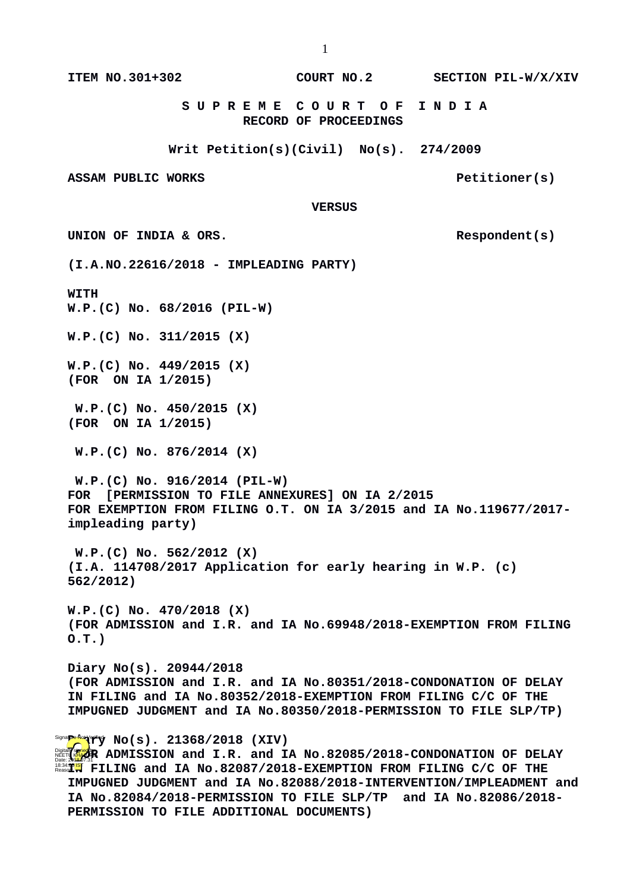**ITEM NO.301+302 COURT NO.2 SECTION PIL-W/X/XIV**

**S U P R E M E C O U R T O F I N D I A**
**RECORD OF PROCEEDINGS**

**Writ Petition(s)(Civil) No(s). 274/2009**

**ASSAM PUBLIC WORKS** **Petitioner(s)**

**VERSUS**

**UNION OF INDIA & ORS.** **Respondent(s)**

**(I.A.NO.22616/2018 - IMPLEADING PARTY)**

**WITH**
**W.P.(C) No. 68/2016 (PIL-W)**

**W.P.(C) No. 311/2015 (X)**

**W.P.(C) No. 449/2015 (X)**
**(FOR ON IA 1/2015)**

**W.P.(C) No. 450/2015 (X)**
**(FOR ON IA 1/2015)**

**W.P.(C) No. 876/2014 (X)**

**W.P.(C) No. 916/2014 (PIL-W)**
**FOR [PERMISSION TO FILE ANNEXURES] ON IA 2/2015**
**FOR EXEMPTION FROM FILING O.T. ON IA 3/2015 and IA No.119677/2017-impleading party)**

**W.P.(C) No. 562/2012 (X)**
**(I.A. 114708/2017 Application for early hearing in W.P. (c) 562/2012)**

**W.P.(C) No. 470/2018 (X)**
**(FOR ADMISSION and I.R. and IA No.69948/2018-EXEMPTION FROM FILING O.T.)**

**Diary No(s). 20944/2018**
**(FOR ADMISSION and I.R. and IA No.80351/2018-CONDONATION OF DELAY IN FILING and IA No.80352/2018-EXEMPTION FROM FILING C/C OF THE IMPUGNED JUDGMENT and IA No.80350/2018-PERMISSION TO FILE SLP/TP)**

**Diary No(s). 21368/2018 (XIV)**
**(FOR ADMISSION and I.R. and IA No.82085/2018-CONDONATION OF DELAY IN FILING and IA No.82087/2018-EXEMPTION FROM FILING C/C OF THE IMPUGNED JUDGMENT and IA No.82088/2018-INTERVENTION/IMPLEADMENT and IA No.82084/2018-PERMISSION TO FILE SLP/TP and IA No.82086/2018-PERMISSION TO FILE ADDITIONAL DOCUMENTS)**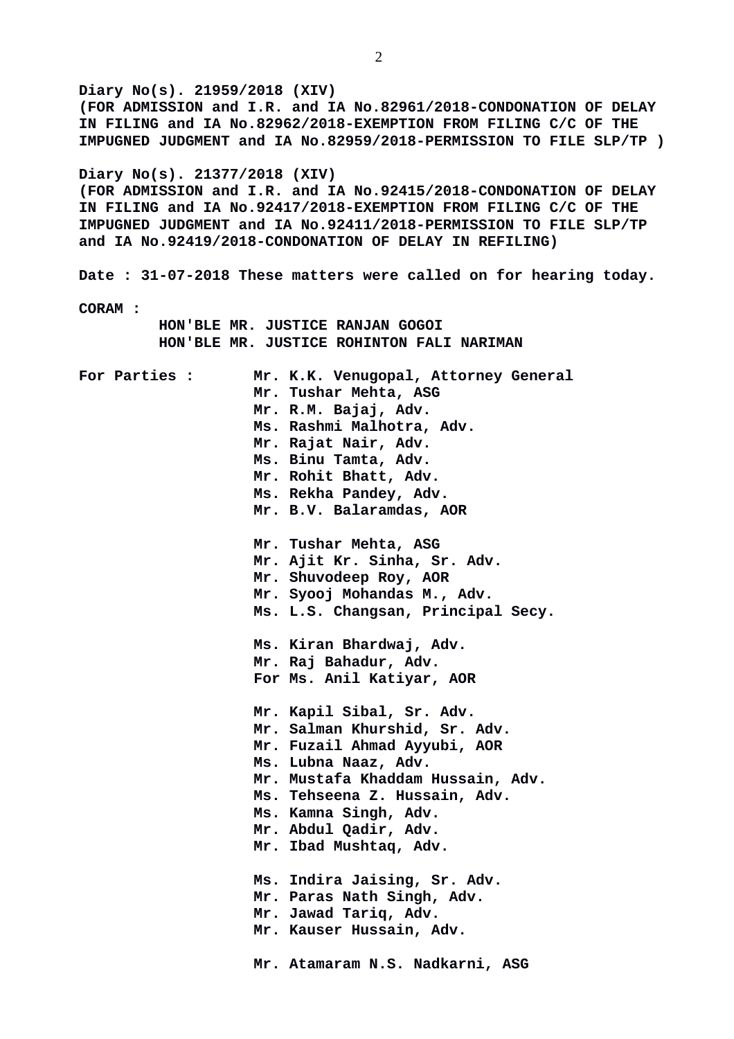**Diary No(s). 21959/2018 (XIV)**
**(FOR ADMISSION and I.R. and IA No.82961/2018-CONDONATION OF DELAY IN FILING and IA No.82962/2018-EXEMPTION FROM FILING C/C OF THE IMPUGNED JUDGMENT and IA No.82959/2018-PERMISSION TO FILE SLP/TP )**

**Diary No(s). 21377/2018 (XIV)**
**(FOR ADMISSION and I.R. and IA No.92415/2018-CONDONATION OF DELAY IN FILING and IA No.92417/2018-EXEMPTION FROM FILING C/C OF THE IMPUGNED JUDGMENT and IA No.92411/2018-PERMISSION TO FILE SLP/TP and IA No.92419/2018-CONDONATION OF DELAY IN REFILING)**

**Date : 31-07-2018 These matters were called on for hearing today.**

**CORAM :**

**HON'BLE MR. JUSTICE RANJAN GOGOI**
**HON'BLE MR. JUSTICE ROHINTON FALI NARIMAN**

**For Parties :**

**Mr. K.K. Venugopal, Attorney General**
**Mr. Tushar Mehta, ASG**
**Mr. R.M. Bajaj, Adv.**
**Ms. Rashmi Malhotra, Adv.**
**Mr. Rajat Nair, Adv.**
**Ms. Binu Tamta, Adv.**
**Mr. Rohit Bhatt, Adv.**
**Ms. Rekha Pandey, Adv.**
**Mr. B.V. Balaramdas, AOR**

**Mr. Tushar Mehta, ASG**
**Mr. Ajit Kr. Sinha, Sr. Adv.**
**Mr. Shuvodeep Roy, AOR**
**Mr. Syooj Mohandas M., Adv.**
**Ms. L.S. Changsan, Principal Secy.**

**Ms. Kiran Bhardwaj, Adv.**
**Mr. Raj Bahadur, Adv.**
**For Ms. Anil Katiyar, AOR**

**Mr. Kapil Sibal, Sr. Adv.**
**Mr. Salman Khurshid, Sr. Adv.**
**Mr. Fuzail Ahmad Ayyubi, AOR**
**Ms. Lubna Naaz, Adv.**
**Mr. Mustafa Khaddam Hussain, Adv.**
**Ms. Tehseena Z. Hussain, Adv.**
**Ms. Kamna Singh, Adv.**
**Mr. Abdul Qadir, Adv.**
**Mr. Ibad Mushtaq, Adv.**

**Ms. Indira Jaising, Sr. Adv.**
**Mr. Paras Nath Singh, Adv.**
**Mr. Jawad Tariq, Adv.**
**Mr. Kauser Hussain, Adv.**

**Mr. Atamaram N.S. Nadkarni, ASG**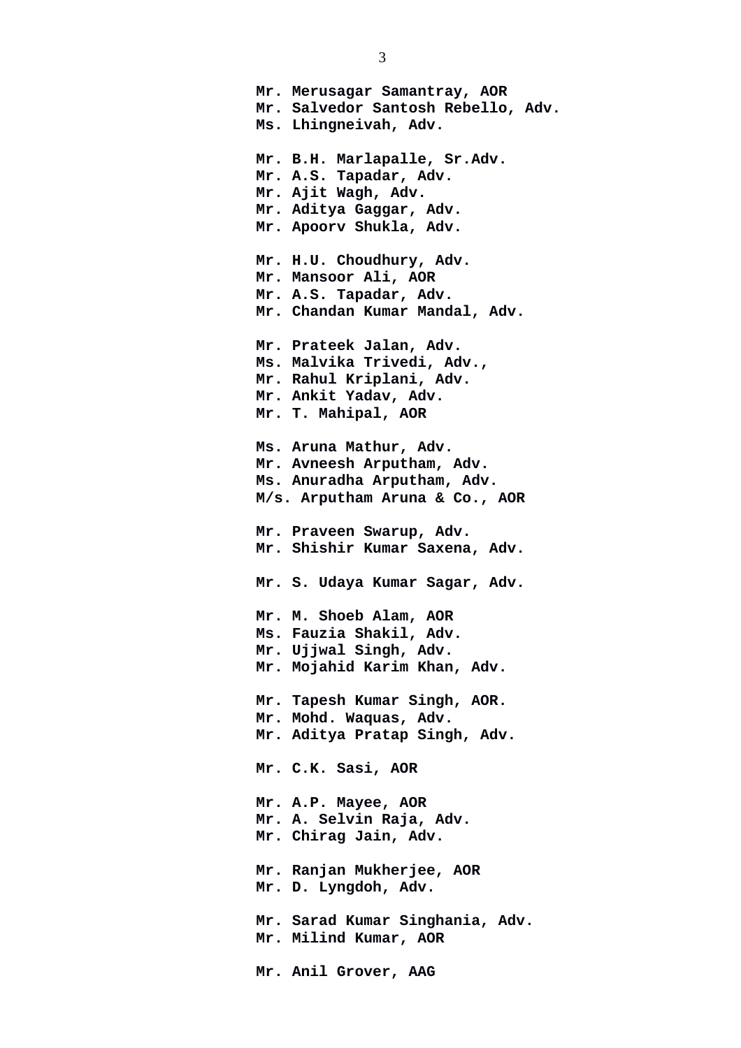**Mr. Merusagar Samantray, AOR**
**Mr. Salvedor Santosh Rebello, Adv.**
**Ms. Lhingneivah, Adv.**

**Mr. B.H. Marlapalle, Sr.Adv.**
**Mr. A.S. Tapadar, Adv.**
**Mr. Ajit Wagh, Adv.**
**Mr. Aditya Gaggar, Adv.**
**Mr. Apoorv Shukla, Adv.**

**Mr. H.U. Choudhury, Adv.**
**Mr. Mansoor Ali, AOR**
**Mr. A.S. Tapadar, Adv.**
**Mr. Chandan Kumar Mandal, Adv.**

**Mr. Prateek Jalan, Adv.**
**Ms. Malvika Trivedi, Adv.,**
**Mr. Rahul Kriplani, Adv.**
**Mr. Ankit Yadav, Adv.**
**Mr. T. Mahipal, AOR**

**Ms. Aruna Mathur, Adv.**
**Mr. Avneesh Arputham, Adv.**
**Ms. Anuradha Arputham, Adv.**
**M/s. Arputham Aruna & Co., AOR**

**Mr. Praveen Swarup, Adv.**
**Mr. Shishir Kumar Saxena, Adv.**

**Mr. S. Udaya Kumar Sagar, Adv.**

**Mr. M. Shoeb Alam, AOR**
**Ms. Fauzia Shakil, Adv.**
**Mr. Ujjwal Singh, Adv.**
**Mr. Mojahid Karim Khan, Adv.**

**Mr. Tapesh Kumar Singh, AOR.**
**Mr. Mohd. Waquas, Adv.**
**Mr. Aditya Pratap Singh, Adv.**

**Mr. C.K. Sasi, AOR**

**Mr. A.P. Mayee, AOR**
**Mr. A. Selvin Raja, Adv.**
**Mr. Chirag Jain, Adv.**

**Mr. Ranjan Mukherjee, AOR**
**Mr. D. Lyngdoh, Adv.**

**Mr. Sarad Kumar Singhania, Adv.**
**Mr. Milind Kumar, AOR**

**Mr. Anil Grover, AAG**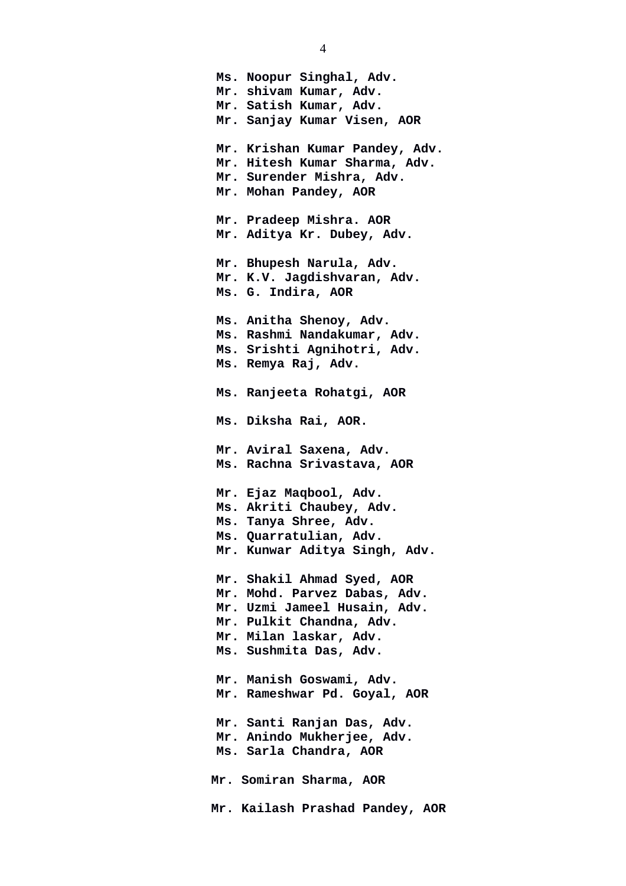**Ms. Noopur Singhal, Adv.**
**Mr. shivam Kumar, Adv.**
**Mr. Satish Kumar, Adv.**
**Mr. Sanjay Kumar Visen, AOR**

**Mr. Krishan Kumar Pandey, Adv.**
**Mr. Hitesh Kumar Sharma, Adv.**
**Mr. Surender Mishra, Adv.**
**Mr. Mohan Pandey, AOR**

**Mr. Pradeep Mishra. AOR**
**Mr. Aditya Kr. Dubey, Adv.**

**Mr. Bhupesh Narula, Adv.**
**Mr. K.V. Jagdishvaran, Adv.**
**Ms. G. Indira, AOR**

**Ms. Anitha Shenoy, Adv.**
**Ms. Rashmi Nandakumar, Adv.**
**Ms. Srishti Agnihotri, Adv.**
**Ms. Remya Raj, Adv.**

**Ms. Ranjeeta Rohatgi, AOR**

**Ms. Diksha Rai, AOR.**

**Mr. Aviral Saxena, Adv.**
**Ms. Rachna Srivastava, AOR**

**Mr. Ejaz Maqbool, Adv.**
**Ms. Akriti Chaubey, Adv.**
**Ms. Tanya Shree, Adv.**
**Ms. Quarratulian, Adv.**
**Mr. Kunwar Aditya Singh, Adv.**

**Mr. Shakil Ahmad Syed, AOR**
**Mr. Mohd. Parvez Dabas, Adv.**
**Mr. Uzmi Jameel Husain, Adv.**
**Mr. Pulkit Chandna, Adv.**
**Mr. Milan laskar, Adv.**
**Ms. Sushmita Das, Adv.**

**Mr. Manish Goswami, Adv.**
**Mr. Rameshwar Pd. Goyal, AOR**

**Mr. Santi Ranjan Das, Adv.**
**Mr. Anindo Mukherjee, Adv.**
**Ms. Sarla Chandra, AOR**

**Mr. Somiran Sharma, AOR**

**Mr. Kailash Prashad Pandey, AOR**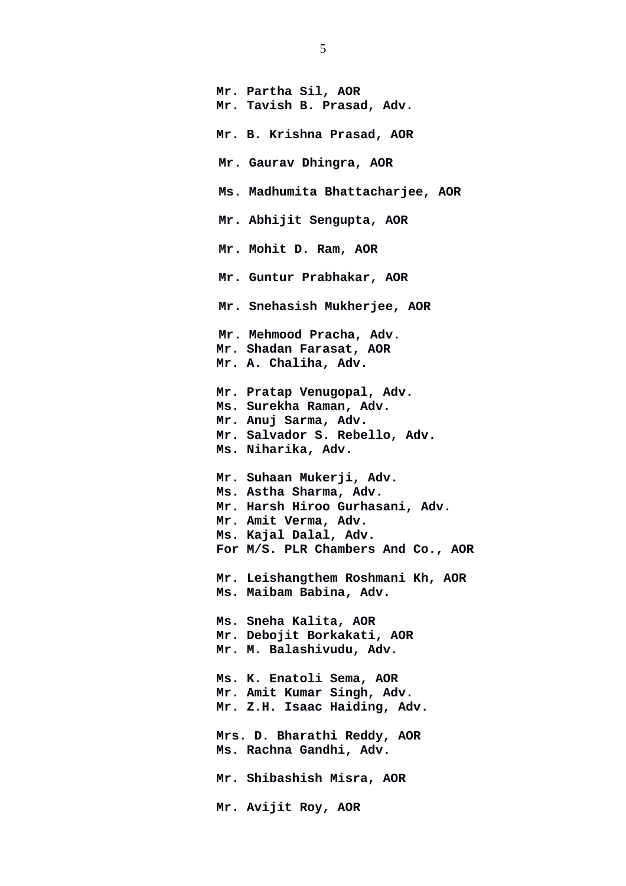**Mr. Partha Sil, AOR**
**Mr. Tavish B. Prasad, Adv.**

**Mr. B. Krishna Prasad, AOR**

**Mr. Gaurav Dhingra, AOR**

**Ms. Madhumita Bhattacharjee, AOR**

**Mr. Abhijit Sengupta, AOR**

**Mr. Mohit D. Ram, AOR**

**Mr. Guntur Prabhakar, AOR**

**Mr. Snehasish Mukherjee, AOR**

**Mr. Mehmood Pracha, Adv.**
**Mr. Shadan Farasat, AOR**
**Mr. A. Chaliha, Adv.**

**Mr. Pratap Venugopal, Adv.**
**Ms. Surekha Raman, Adv.**
**Mr. Anuj Sarma, Adv.**
**Mr. Salvador S. Rebello, Adv.**
**Ms. Niharika, Adv.**

**Mr. Suhaan Mukerji, Adv.**
**Ms. Astha Sharma, Adv.**
**Mr. Harsh Hiroo Gurhasani, Adv.**
**Mr. Amit Verma, Adv.**
**Ms. Kajal Dalal, Adv.**
**For M/S. PLR Chambers And Co., AOR**

**Mr. Leishangthem Roshmani Kh, AOR**
**Ms. Maibam Babina, Adv.**

**Ms. Sneha Kalita, AOR**
**Mr. Debojit Borkakati, AOR**
**Mr. M. Balashivudu, Adv.**

**Ms. K. Enatoli Sema, AOR**
**Mr. Amit Kumar Singh, Adv.**
**Mr. Z.H. Isaac Haiding, Adv.**

**Mrs. D. Bharathi Reddy, AOR**
**Ms. Rachna Gandhi, Adv.**

**Mr. Shibashish Misra, AOR**

**Mr. Avijit Roy, AOR**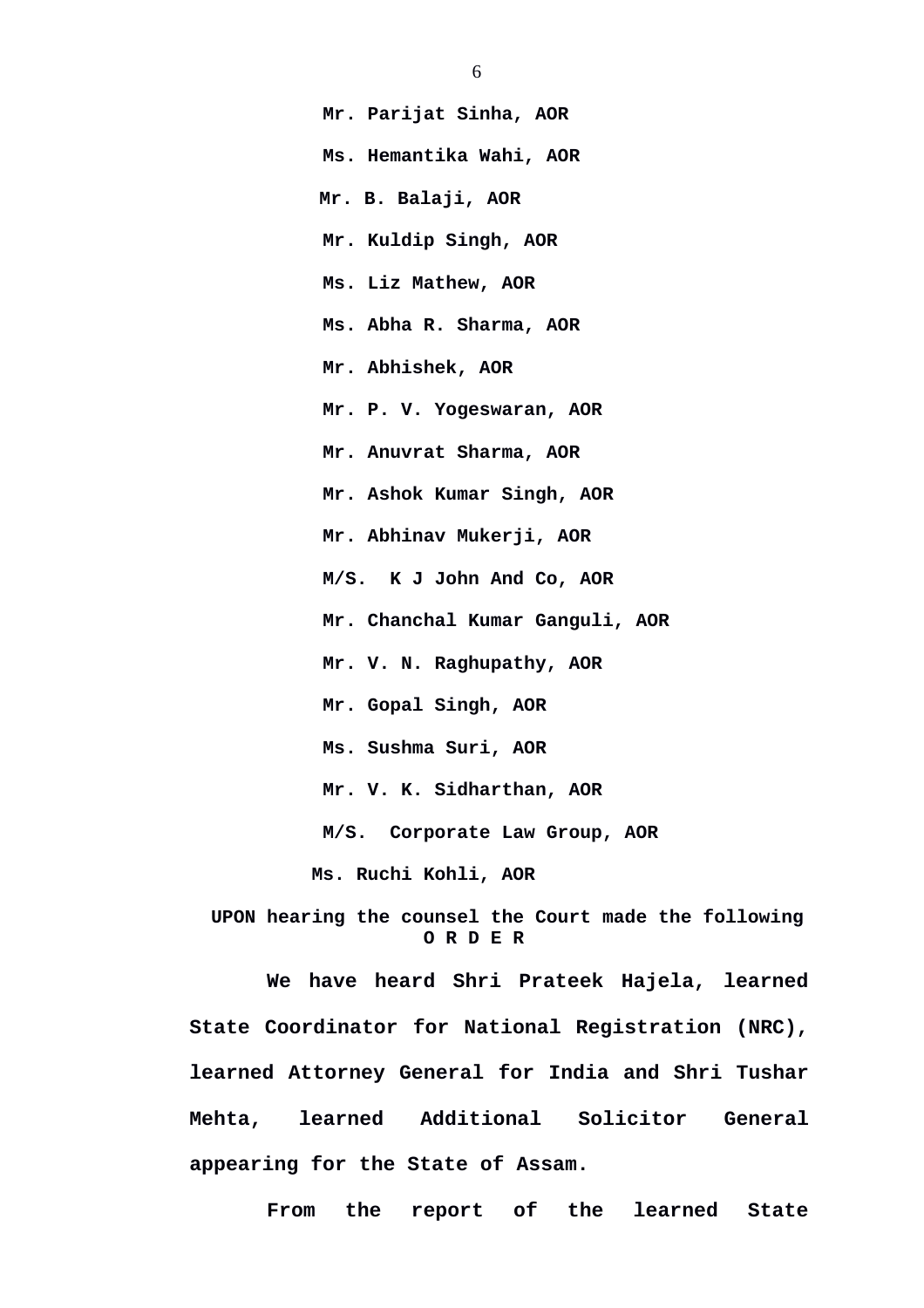**Mr. Parijat Sinha, AOR**

**Ms. Hemantika Wahi, AOR**

**Mr. B. Balaji, AOR**

**Mr. Kuldip Singh, AOR**

**Ms. Liz Mathew, AOR**

**Ms. Abha R. Sharma, AOR**

**Mr. Abhishek, AOR**

**Mr. P. V. Yogeswaran, AOR**

**Mr. Anuvrat Sharma, AOR**

**Mr. Ashok Kumar Singh, AOR**

**Mr. Abhinav Mukerji, AOR**

**M/S. K J John And Co, AOR**

**Mr. Chanchal Kumar Ganguli, AOR**

**Mr. V. N. Raghupathy, AOR**

**Mr. Gopal Singh, AOR**

**Ms. Sushma Suri, AOR**

**Mr. V. K. Sidharthan, AOR**

**M/S. Corporate Law Group, AOR**

**Ms. Ruchi Kohli, AOR**

**UPON hearing the counsel the Court made the following**

**O R D E R**

**We have heard Shri Prateek Hajela, learned State Coordinator for National Registration (NRC), learned Attorney General for India and Shri Tushar Mehta, learned Additional Solicitor General appearing for the State of Assam.**

**From the report of the learned State**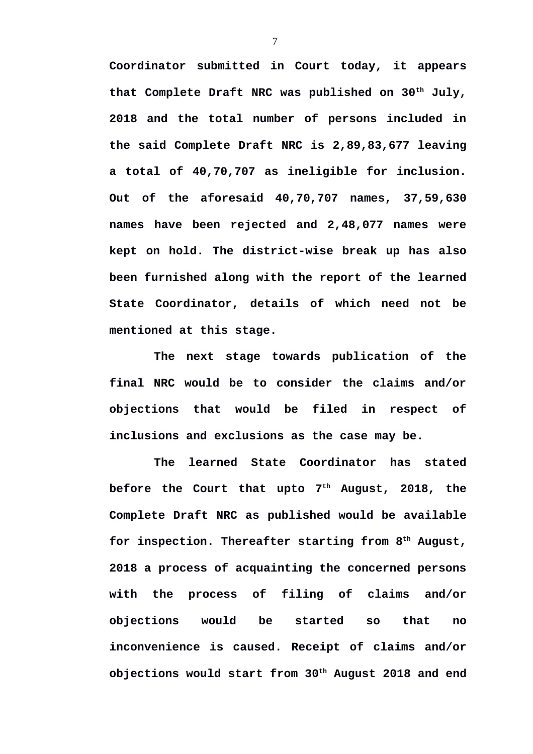**Coordinator submitted in Court today, it appears that Complete Draft NRC was published on 30th July, 2018 and the total number of persons included in the said Complete Draft NRC is 2,89,83,677 leaving a total of 40,70,707 as ineligible for inclusion. Out of the aforesaid 40,70,707 names, 37,59,630 names have been rejected and 2,48,077 names were kept on hold. The district-wise break up has also been furnished along with the report of the learned State Coordinator, details of which need not be mentioned at this stage.**

**The next stage towards publication of the final NRC would be to consider the claims and/or objections that would be filed in respect of inclusions and exclusions as the case may be.**

**The learned State Coordinator has stated before the Court that upto 7th August, 2018, the Complete Draft NRC as published would be available for inspection. Thereafter starting from 8th August, 2018 a process of acquainting the concerned persons with the process of filing of claims and/or objections would be started so that no inconvenience is caused. Receipt of claims and/or objections would start from 30th August 2018 and end**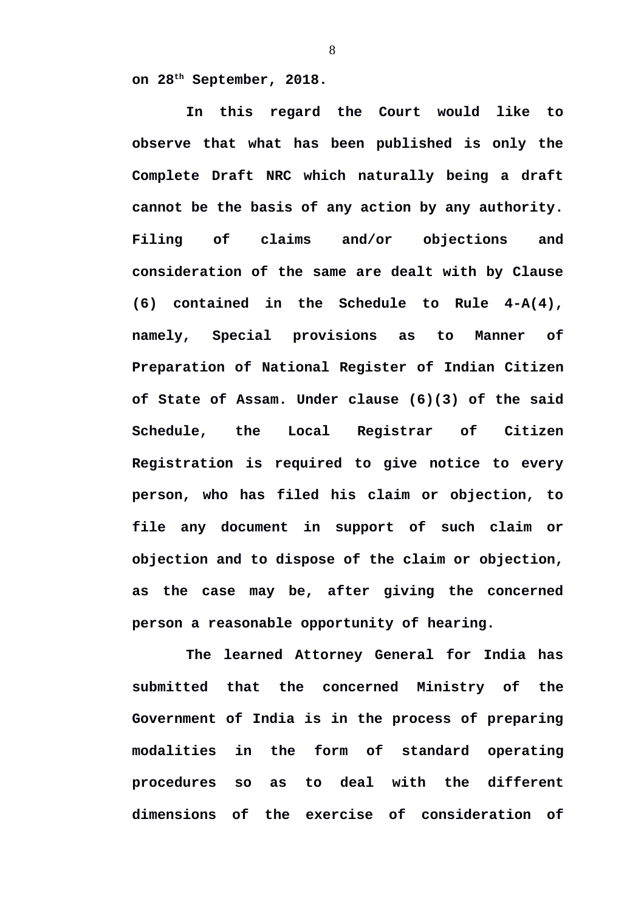**on 28th September, 2018.**

**In this regard the Court would like to observe that what has been published is only the Complete Draft NRC which naturally being a draft cannot be the basis of any action by any authority. Filing of claims and/or objections and consideration of the same are dealt with by Clause (6) contained in the Schedule to Rule 4-A(4), namely, Special provisions as to Manner of Preparation of National Register of Indian Citizen of State of Assam. Under clause (6)(3) of the said Schedule, the Local Registrar of Citizen Registration is required to give notice to every person, who has filed his claim or objection, to file any document in support of such claim or objection and to dispose of the claim or objection, as the case may be, after giving the concerned person a reasonable opportunity of hearing.**

**The learned Attorney General for India has submitted that the concerned Ministry of the Government of India is in the process of preparing modalities in the form of standard operating procedures so as to deal with the different dimensions of the exercise of consideration of**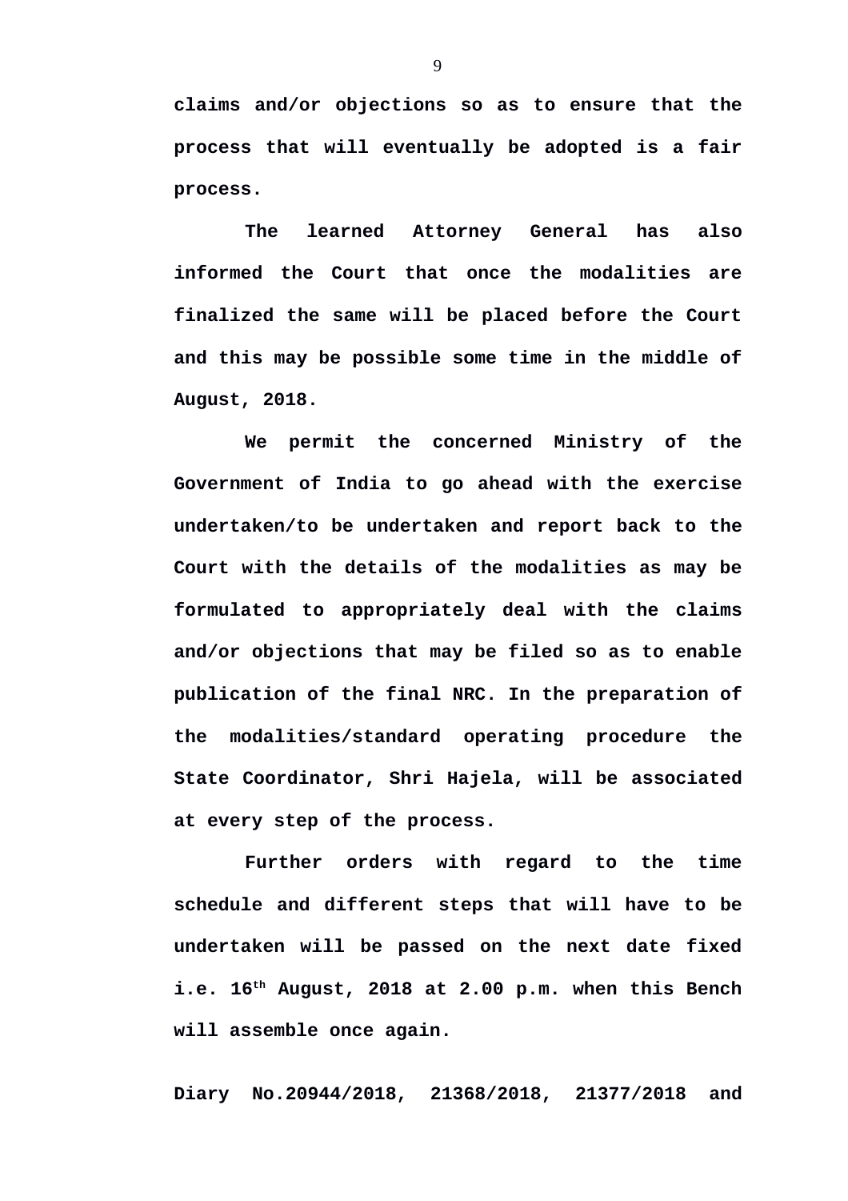claims and/or objections so as to ensure that the process that will eventually be adopted is a fair process.

The learned Attorney General has also informed the Court that once the modalities are finalized the same will be placed before the Court and this may be possible some time in the middle of August, 2018.

We permit the concerned Ministry of the Government of India to go ahead with the exercise undertaken/to be undertaken and report back to the Court with the details of the modalities as may be formulated to appropriately deal with the claims and/or objections that may be filed so as to enable publication of the final NRC. In the preparation of the modalities/standard operating procedure the State Coordinator, Shri Hajela, will be associated at every step of the process.

Further orders with regard to the time schedule and different steps that will have to be undertaken will be passed on the next date fixed i.e. 16th August, 2018 at 2.00 p.m. when this Bench will assemble once again.

Diary No.20944/2018, 21368/2018, 21377/2018 and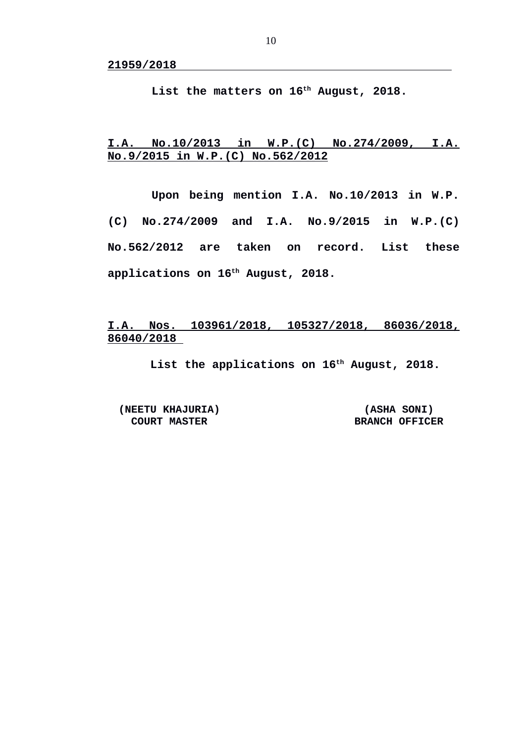**21959/2018**

**List the matters on 16th August, 2018.**

**I.A. No.10/2013 in W.P.(C) No.274/2009, I.A. No.9/2015 in W.P.(C) No.562/2012**

**Upon being mention I.A. No.10/2013 in W.P.(C) No.274/2009 and I.A. No.9/2015 in W.P.(C) No.562/2012 are taken on record. List these applications on 16th August, 2018.**

**I.A. Nos. 103961/2018, 105327/2018, 86036/2018, 86040/2018**

**List the applications on 16th August, 2018.**

| | |
|---|---|
| **(NEETU KHAJURIA)** | **(ASHA SONI)** |
| **COURT MASTER** | **BRANCH OFFICER** |